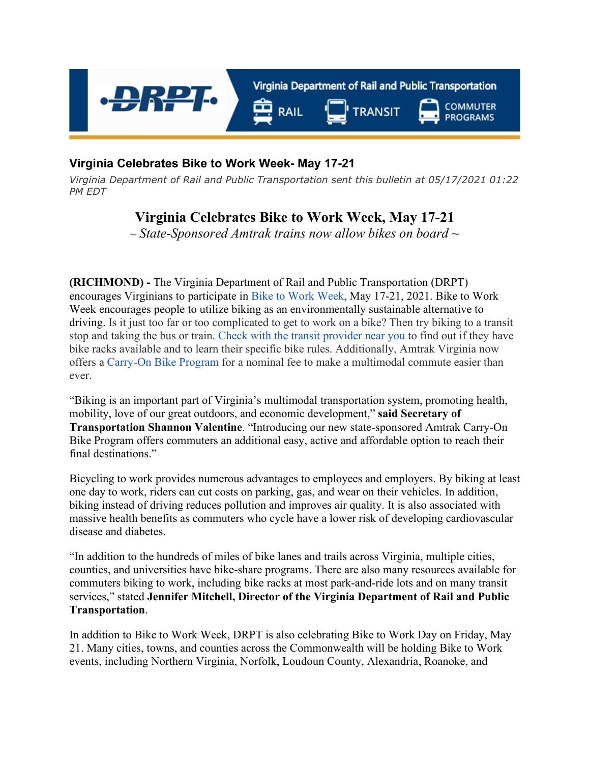Virginia Department of Rail and Public Transportation

RAIL TRANSIT COMMUTER PROGRAMS

## Virginia Celebrates Bike to Work Week- May 17-21

*Virginia Department of Rail and Public Transportation sent this bulletin at 05/17/2021 01:22 PM EDT*

# Virginia Celebrates Bike to Work Week, May 17-21

*~ State-Sponsored Amtrak trains now allow bikes on board ~*

**(RICHMOND) -** The Virginia Department of Rail and Public Transportation (DRPT) encourages Virginians to participate in Bike to Work Week, May 17-21, 2021. Bike to Work Week encourages people to utilize biking as an environmentally sustainable alternative to driving. Is it just too far or too complicated to get to work on a bike? Then try biking to a transit stop and taking the bus or train. Check with the transit provider near you to find out if they have bike racks available and to learn their specific bike rules. Additionally, Amtrak Virginia now offers a Carry-On Bike Program for a nominal fee to make a multimodal commute easier than ever.

"Biking is an important part of Virginia's multimodal transportation system, promoting health, mobility, love of our great outdoors, and economic development," **said Secretary of Transportation Shannon Valentine**. "Introducing our new state-sponsored Amtrak Carry-On Bike Program offers commuters an additional easy, active and affordable option to reach their final destinations."

Bicycling to work provides numerous advantages to employees and employers. By biking at least one day to work, riders can cut costs on parking, gas, and wear on their vehicles. In addition, biking instead of driving reduces pollution and improves air quality. It is also associated with massive health benefits as commuters who cycle have a lower risk of developing cardiovascular disease and diabetes.

"In addition to the hundreds of miles of bike lanes and trails across Virginia, multiple cities, counties, and universities have bike-share programs. There are also many resources available for commuters biking to work, including bike racks at most park-and-ride lots and on many transit services," stated **Jennifer Mitchell, Director of the Virginia Department of Rail and Public Transportation**.

In addition to Bike to Work Week, DRPT is also celebrating Bike to Work Day on Friday, May 21. Many cities, towns, and counties across the Commonwealth will be holding Bike to Work events, including Northern Virginia, Norfolk, Loudoun County, Alexandria, Roanoke, and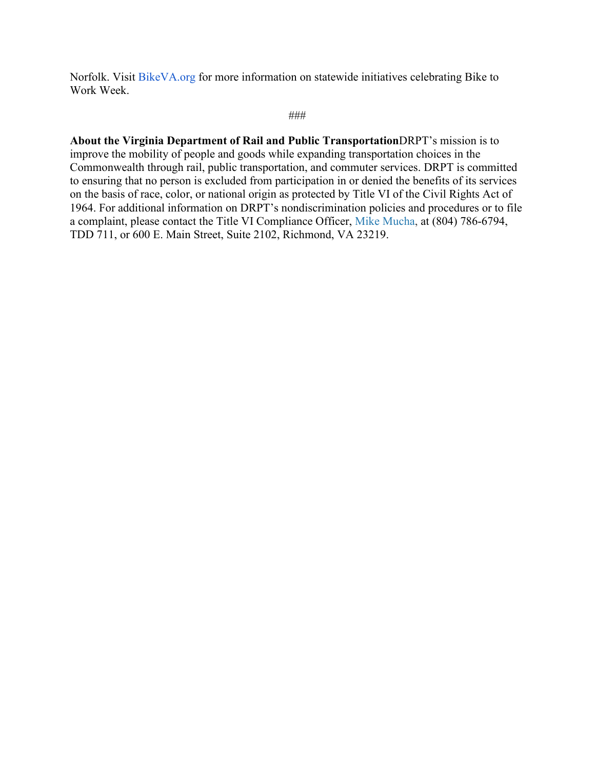Norfolk. Visit BikeVA.org for more information on statewide initiatives celebrating Bike to Work Week.

###

**About the Virginia Department of Rail and Public Transportation**DRPT's mission is to improve the mobility of people and goods while expanding transportation choices in the Commonwealth through rail, public transportation, and commuter services. DRPT is committed to ensuring that no person is excluded from participation in or denied the benefits of its services on the basis of race, color, or national origin as protected by Title VI of the Civil Rights Act of 1964. For additional information on DRPT's nondiscrimination policies and procedures or to file a complaint, please contact the Title VI Compliance Officer, Mike Mucha, at (804) 786-6794, TDD 711, or 600 E. Main Street, Suite 2102, Richmond, VA 23219.